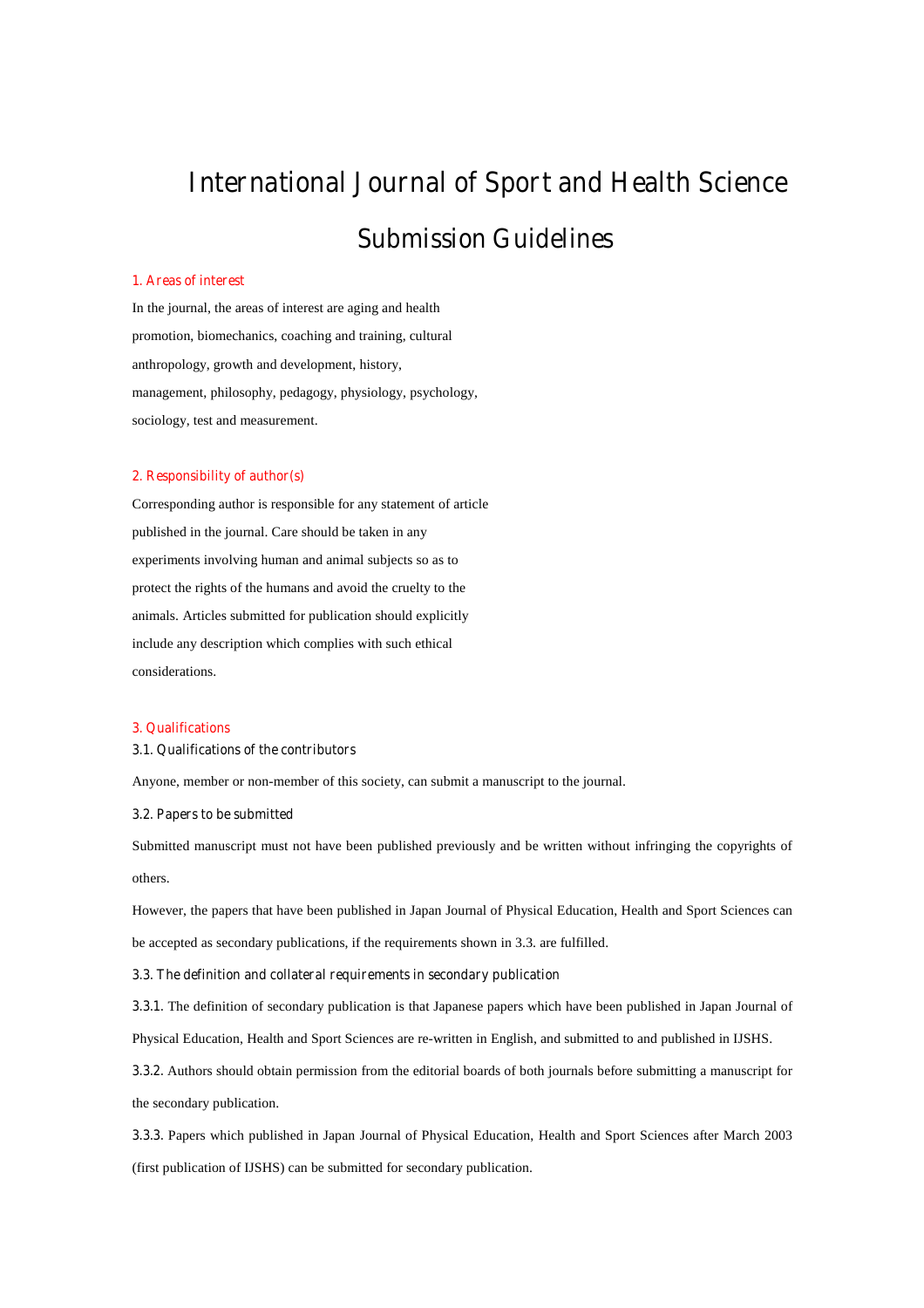# International Journal of Sport and Health Science

## Submission Guidelines

### 1. Areas of interest

In the journal, the areas of interest are aging and health promotion, biomechanics, coaching and training, cultural anthropology, growth and development, history, management, philosophy, pedagogy, physiology, psychology, sociology, test and measurement.

### 2. Responsibility of author(s)

Corresponding author is responsible for any statement of article published in the journal. Care should be taken in any experiments involving human and animal subjects so as to protect the rights of the humans and avoid the cruelty to the animals. Articles submitted for publication should explicitly include any description which complies with such ethical considerations.

### 3. Qualifications

#### 3.1. Qualifications of the contributors

Anyone, member or non-member of this society, can submit a manuscript to the journal.

#### 3.2. Papers to be submitted

Submitted manuscript must not have been published previously and be written without infringing the copyrights of others.

However, the papers that have been published in Japan Journal of Physical Education, Health and Sport Sciences can be accepted as secondary publications, if the requirements shown in 3.3. are fulfilled.

#### 3.3. The definition and collateral requirements in secondary publication

3.3.1. The definition of secondary publication is that Japanese papers which have been published in Japan Journal of Physical Education, Health and Sport Sciences are re-written in English, and submitted to and published in IJSHS.

3.3.2. Authors should obtain permission from the editorial boards of both journals before submitting a manuscript for the secondary publication.

3.3.3. Papers which published in Japan Journal of Physical Education, Health and Sport Sciences after March 2003 (first publication of IJSHS) can be submitted for secondary publication.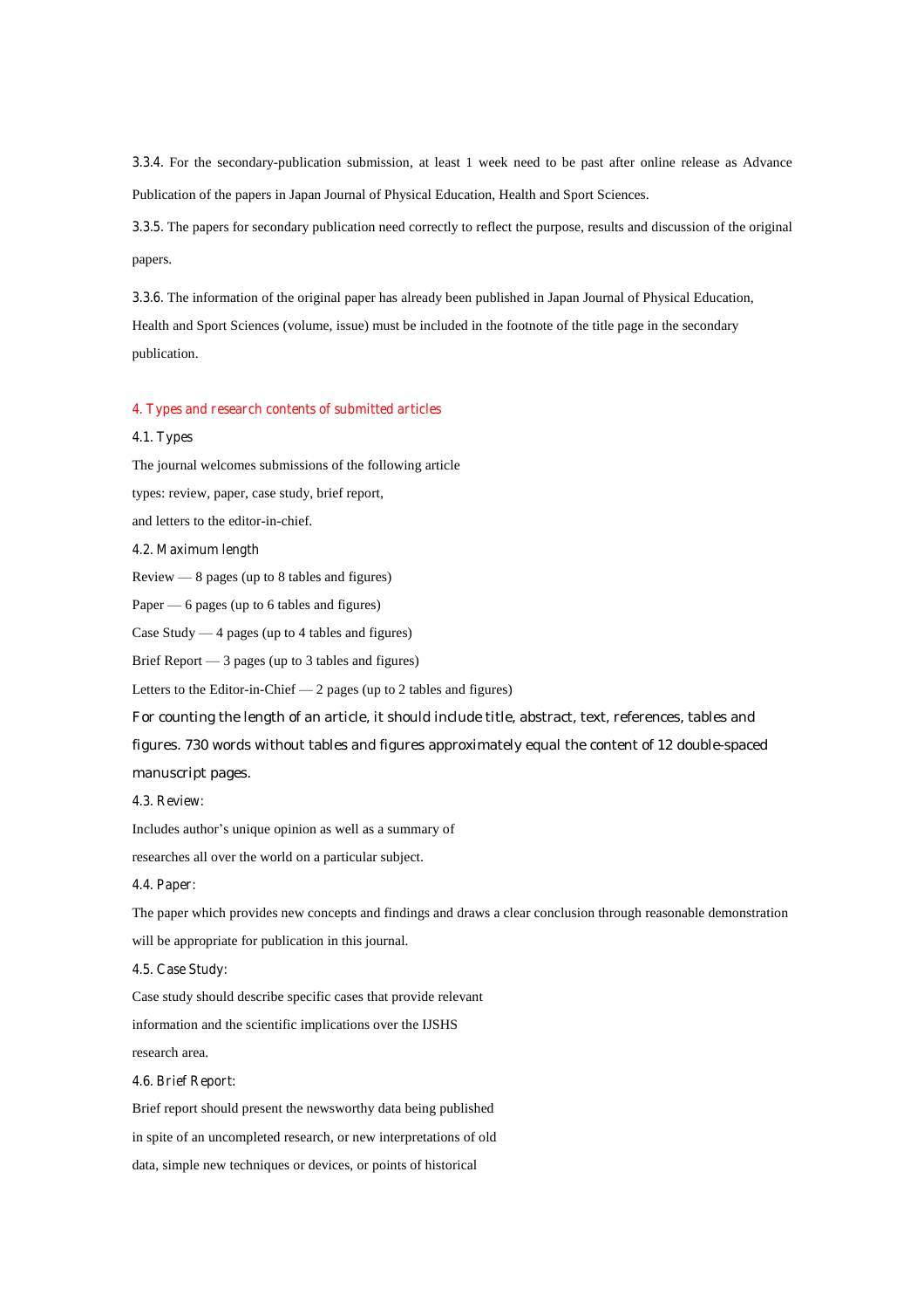3.3.4. For the secondary-publication submission, at least 1 week need to be past after online release as Advance Publication of the papers in Japan Journal of Physical Education, Health and Sport Sciences.

3.3.5. The papers for secondary publication need correctly to reflect the purpose, results and discussion of the original papers.

3.3.6. The information of the original paper has already been published in Japan Journal of Physical Education, Health and Sport Sciences (volume, issue) must be included in the footnote of the title page in the secondary publication.

## 4. Types and research contents of submitted articles

### 4.1. Types

The journal welcomes submissions of the following article types: review, paper, case study, brief report, and letters to the editor-in-chief.

### 4.2. Maximum length

Review — 8 pages (up to 8 tables and figures)

Paper — 6 pages (up to 6 tables and figures)

Case Study — 4 pages (up to 4 tables and figures)

Brief Report — 3 pages (up to 3 tables and figures)

Letters to the Editor-in-Chief — 2 pages (up to 2 tables and figures)

For counting the length of an article, it should include title, abstract, text, references, tables and figures. 730 words without tables and figures approximately equal the content of 12 double-spaced manuscript pages.

### 4.3. Review:

Includes author's unique opinion as well as a summary of researches all over the world on a particular subject.

### 4.4. Paper:

The paper which provides new concepts and findings and draws a clear conclusion through reasonable demonstration will be appropriate for publication in this journal.

### 4.5. Case Study:

Case study should describe specific cases that provide relevant information and the scientific implications over the IJSHS research area.

### 4.6. Brief Report:

Brief report should present the newsworthy data being published in spite of an uncompleted research, or new interpretations of old data, simple new techniques or devices, or points of historical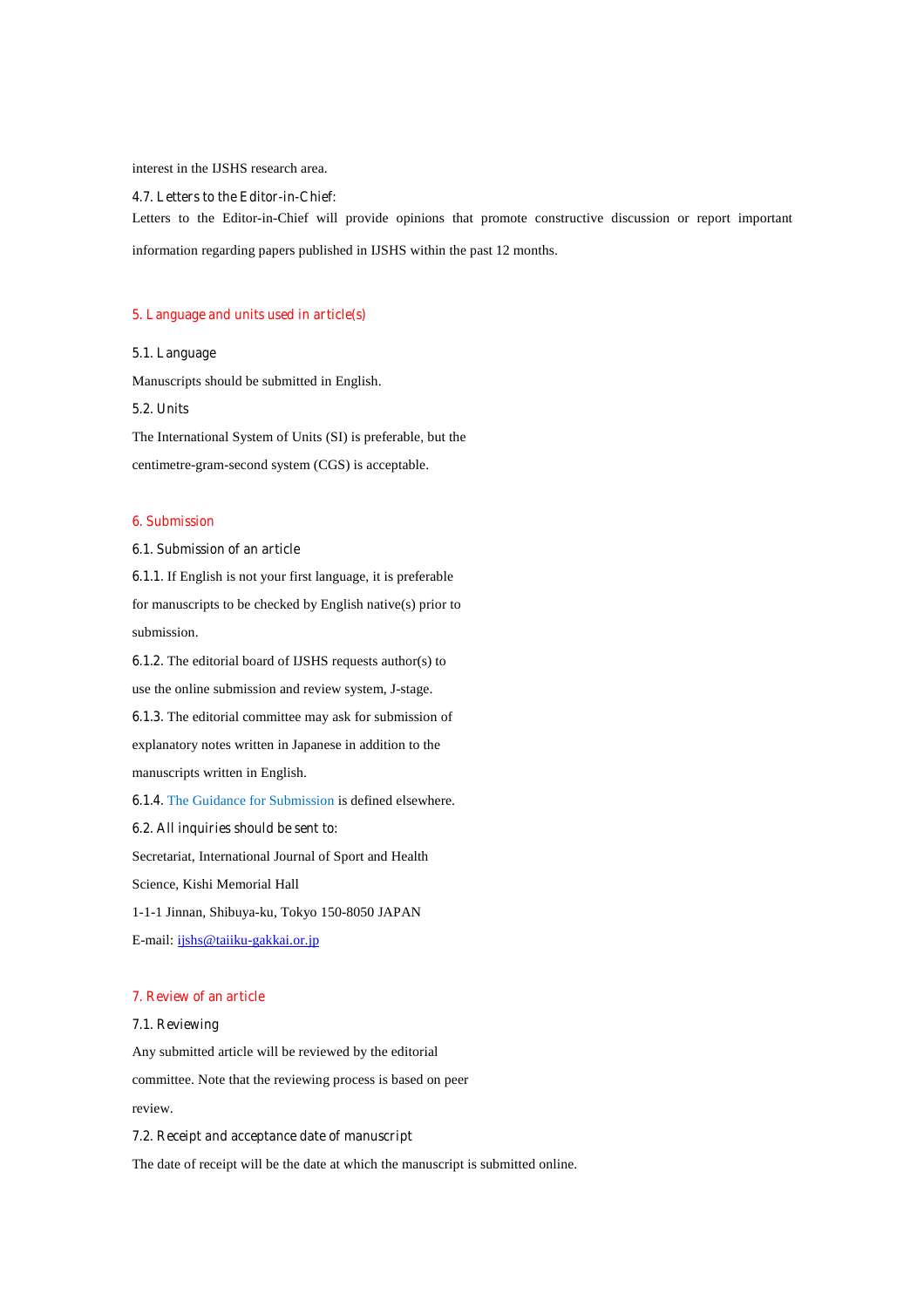interest in the IJSHS research area.

4.7. Letters to the Editor-in-Chief:

Letters to the Editor-in-Chief will provide opinions that promote constructive discussion or report important information regarding papers published in IJSHS within the past 12 months.

## 5. Language and units used in article(s)

### 5.1. Language

Manuscripts should be submitted in English.

### 5.2. Units

The International System of Units (SI) is preferable, but the centimetre-gram-second system (CGS) is acceptable.

## 6. Submission

### 6.1. Submission of an article

6.1.1. If English is not your first language, it is preferable for manuscripts to be checked by English native(s) prior to submission.

6.1.2. The editorial board of IJSHS requests author(s) to use the online submission and review system, J-stage.

6.1.3. The editorial committee may ask for submission of explanatory notes written in Japanese in addition to the manuscripts written in English.

6.1.4. The Guidance for Submission is defined elsewhere.

### 6.2. All inquiries should be sent to:

Secretariat, International Journal of Sport and Health Science, Kishi Memorial Hall

1-1-1 Jinnan, Shibuya-ku, Tokyo 150-8050 JAPAN

E-mail: ijshs@taiiku-gakkai.or.jp

## 7. Review of an article

### 7.1. Reviewing

Any submitted article will be reviewed by the editorial committee. Note that the reviewing process is based on peer review.

### 7.2. Receipt and acceptance date of manuscript

The date of receipt will be the date at which the manuscript is submitted online.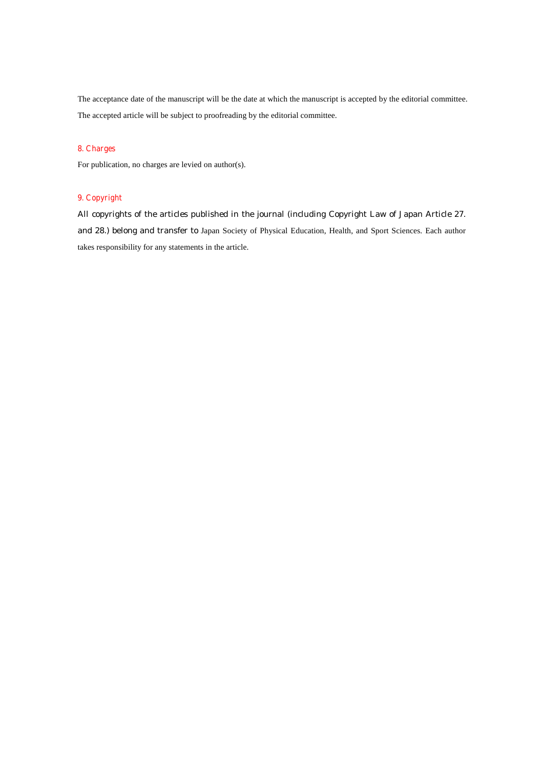The acceptance date of the manuscript will be the date at which the manuscript is accepted by the editorial committee. The accepted article will be subject to proofreading by the editorial committee.

## 8. Charges

For publication, no charges are levied on author(s).

## 9. Copyright

All copyrights of the articles published in the journal (including Copyright Law of Japan Article 27. and 28.) belong and transfer to Japan Society of Physical Education, Health, and Sport Sciences. Each author takes responsibility for any statements in the article.